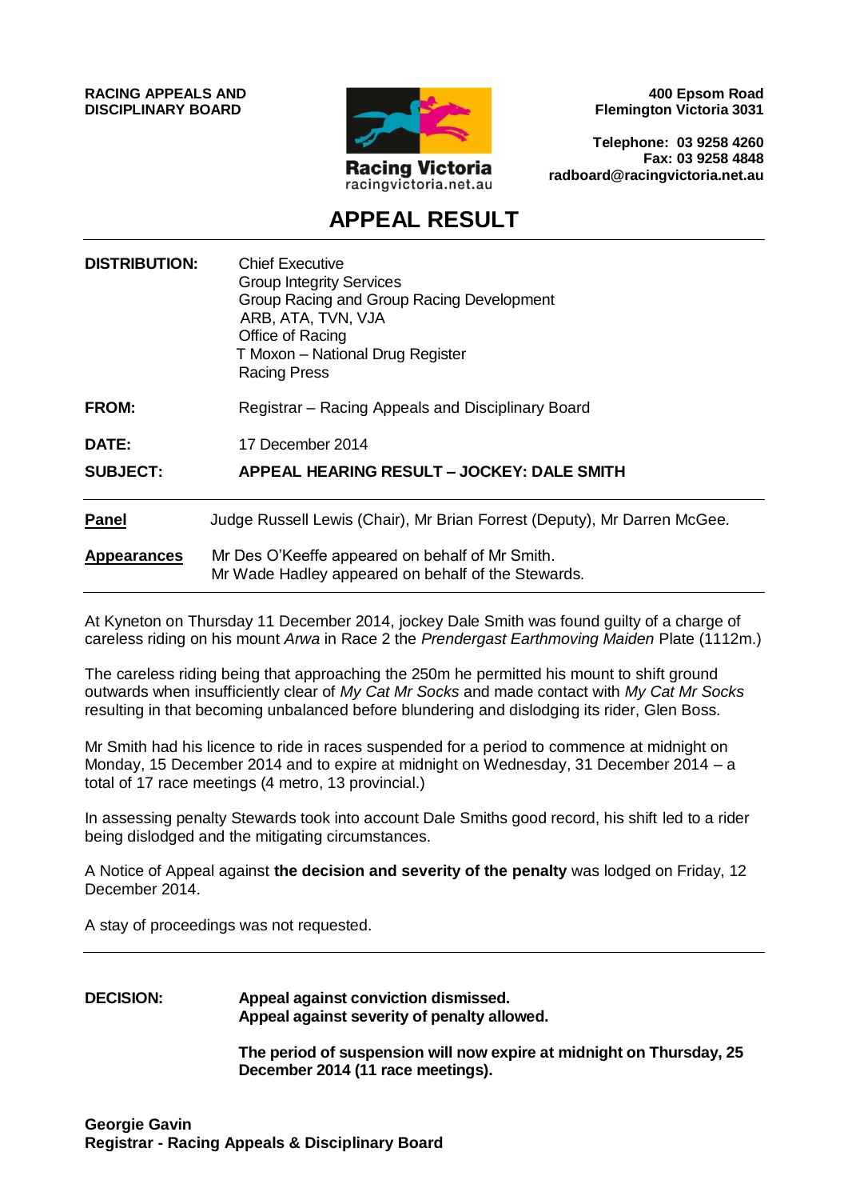**RACING APPEALS AND DISCIPLINARY BOARD**

Racing Victoria
racingvictoria.net.au

**400 Epsom Road**
**Flemington Victoria 3031**

**Telephone: 03 9258 4260**
**Fax: 03 9258 4848**
**radboard@racingvictoria.net.au**

# APPEAL RESULT

| | |
|---|---|
| **DISTRIBUTION:** | Chief Executive<br>Group Integrity Services<br>Group Racing and Group Racing Development<br>ARB, ATA, TVN, VJA<br>Office of Racing<br>T Moxon – National Drug Register<br>Racing Press |
| **FROM:** | Registrar – Racing Appeals and Disciplinary Board |
| **DATE:** | 17 December 2014 |
| **SUBJECT:** | **APPEAL HEARING RESULT – JOCKEY: DALE SMITH** |

| | |
|---|---|
| **Panel** | Judge Russell Lewis (Chair), Mr Brian Forrest (Deputy), Mr Darren McGee. |
| **Appearances** | Mr Des O'Keeffe appeared on behalf of Mr Smith.<br>Mr Wade Hadley appeared on behalf of the Stewards. |

At Kyneton on Thursday 11 December 2014, jockey Dale Smith was found guilty of a charge of careless riding on his mount *Arwa* in Race 2 the *Prendergast Earthmoving Maiden* Plate (1112m.)

The careless riding being that approaching the 250m he permitted his mount to shift ground outwards when insufficiently clear of *My Cat Mr Socks* and made contact with *My Cat Mr Socks* resulting in that becoming unbalanced before blundering and dislodging its rider, Glen Boss.

Mr Smith had his licence to ride in races suspended for a period to commence at midnight on Monday, 15 December 2014 and to expire at midnight on Wednesday, 31 December 2014 – a total of 17 race meetings (4 metro, 13 provincial.)

In assessing penalty Stewards took into account Dale Smiths good record, his shift led to a rider being dislodged and the mitigating circumstances.

A Notice of Appeal against **the decision and severity of the penalty** was lodged on Friday, 12 December 2014.

A stay of proceedings was not requested.

---

**DECISION:**

**Appeal against conviction dismissed.**
**Appeal against severity of penalty allowed.**

**The period of suspension will now expire at midnight on Thursday, 25 December 2014 (11 race meetings).**

**Georgie Gavin**
**Registrar - Racing Appeals & Disciplinary Board**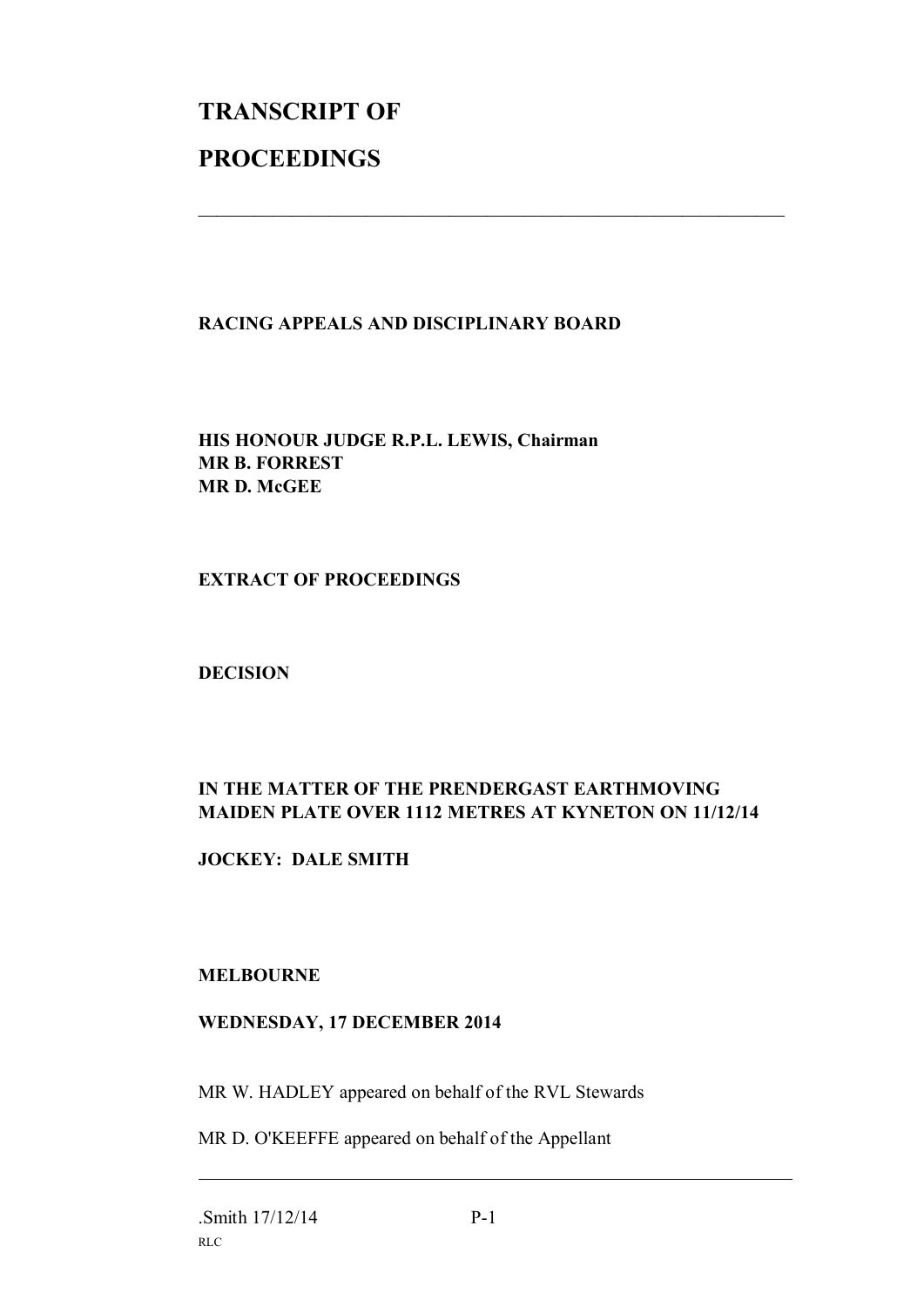# TRANSCRIPT OF PROCEEDINGS

---

**RACING APPEALS AND DISCIPLINARY BOARD**

**HIS HONOUR JUDGE R.P.L. LEWIS, Chairman**
**MR B. FORREST**
**MR D. McGEE**

**EXTRACT OF PROCEEDINGS**

**DECISION**

**IN THE MATTER OF THE PRENDERGAST EARTHMOVING MAIDEN PLATE OVER 1112 METRES AT KYNETON ON 11/12/14**

**JOCKEY: DALE SMITH**

**MELBOURNE**

**WEDNESDAY, 17 DECEMBER 2014**

MR W. HADLEY appeared on behalf of the RVL Stewards

MR D. O'KEEFFE appeared on behalf of the Appellant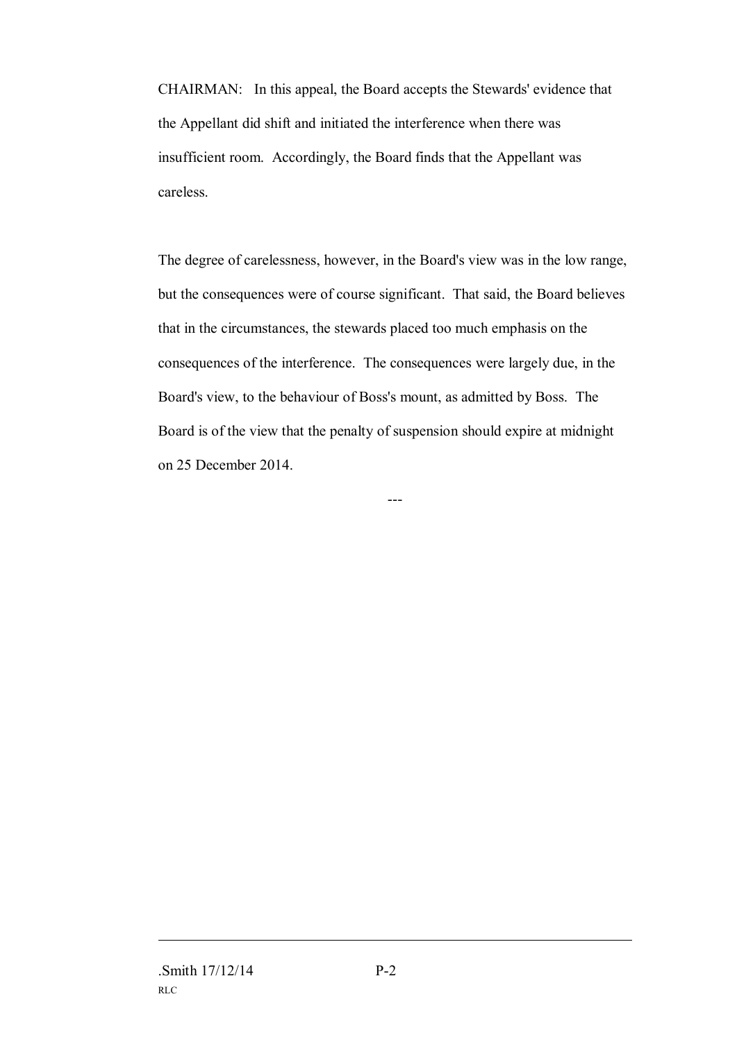CHAIRMAN: In this appeal, the Board accepts the Stewards' evidence that the Appellant did shift and initiated the interference when there was insufficient room. Accordingly, the Board finds that the Appellant was careless.

The degree of carelessness, however, in the Board's view was in the low range, but the consequences were of course significant. That said, the Board believes that in the circumstances, the stewards placed too much emphasis on the consequences of the interference. The consequences were largely due, in the Board's view, to the behaviour of Boss's mount, as admitted by Boss. The Board is of the view that the penalty of suspension should expire at midnight on 25 December 2014.

---